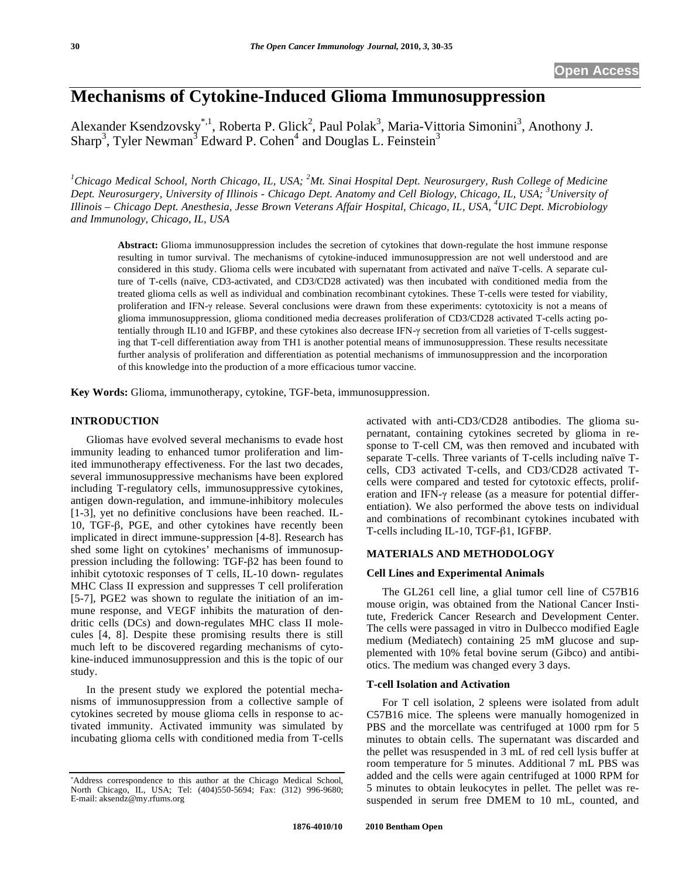# Mechanisms of Cytokine-Induced Glioma Immunosuppression

Alexander Ksendzovsky[*,1], Roberta P. Glick[2], Paul Polak[3], Maria-Vittoria Simonini[3], Anothony J. Sharp[3], Tyler Newman[3] Edward P. Cohen[4] and Douglas L. Feinstein[3]

*[1]Chicago Medical School, North Chicago, IL, USA; [2]Mt. Sinai Hospital Dept. Neurosurgery, Rush College of Medicine Dept. Neurosurgery, University of Illinois - Chicago Dept. Anatomy and Cell Biology, Chicago, IL, USA; [3]University of Illinois – Chicago Dept. Anesthesia, Jesse Brown Veterans Affair Hospital, Chicago, IL, USA, [4]UIC Dept. Microbiology and Immunology, Chicago, IL, USA*

**Abstract:** Glioma immunosuppression includes the secretion of cytokines that down-regulate the host immune response resulting in tumor survival. The mechanisms of cytokine-induced immunosuppression are not well understood and are considered in this study. Glioma cells were incubated with supernatant from activated and naïve T-cells. A separate culture of T-cells (naïve, CD3-activated, and CD3/CD28 activated) was then incubated with conditioned media from the treated glioma cells as well as individual and combination recombinant cytokines. These T-cells were tested for viability, proliferation and IFN-γ release. Several conclusions were drawn from these experiments: cytotoxicity is not a means of glioma immunosuppression, glioma conditioned media decreases proliferation of CD3/CD28 activated T-cells acting potentially through IL10 and IGFBP, and these cytokines also decrease IFN-γ secretion from all varieties of T-cells suggesting that T-cell differentiation away from TH1 is another potential means of immunosuppression. These results necessitate further analysis of proliferation and differentiation as potential mechanisms of immunosuppression and the incorporation of this knowledge into the production of a more efficacious tumor vaccine.

**Key Words:** Glioma, immunotherapy, cytokine, TGF-beta, immunosuppression.

## INTRODUCTION

Gliomas have evolved several mechanisms to evade host immunity leading to enhanced tumor proliferation and limited immunotherapy effectiveness. For the last two decades, several immunosuppressive mechanisms have been explored including T-regulatory cells, immunosuppressive cytokines, antigen down-regulation, and immune-inhibitory molecules [1-3], yet no definitive conclusions have been reached. IL-10, TGF-β, PGE, and other cytokines have recently been implicated in direct immune-suppression [4-8]. Research has shed some light on cytokines' mechanisms of immunosuppression including the following: TGF-β2 has been found to inhibit cytotoxic responses of T cells, IL-10 down- regulates MHC Class II expression and suppresses T cell proliferation [5-7], PGE2 was shown to regulate the initiation of an immune response, and VEGF inhibits the maturation of dendritic cells (DCs) and down-regulates MHC class II molecules [4, 8]. Despite these promising results there is still much left to be discovered regarding mechanisms of cytokine-induced immunosuppression and this is the topic of our study.

In the present study we explored the potential mechanisms of immunosuppression from a collective sample of cytokines secreted by mouse glioma cells in response to activated immunity. Activated immunity was simulated by incubating glioma cells with conditioned media from T-cells activated with anti-CD3/CD28 antibodies. The glioma supernatant, containing cytokines secreted by glioma in response to T-cell CM, was then removed and incubated with separate T-cells. Three variants of T-cells including naïve T-cells, CD3 activated T-cells, and CD3/CD28 activated T-cells were compared and tested for cytotoxic effects, proliferation and IFN-γ release (as a measure for potential differentiation). We also performed the above tests on individual and combinations of recombinant cytokines incubated with T-cells including IL-10, TGF-β1, IGFBP.

## MATERIALS AND METHODOLOGY

### Cell Lines and Experimental Animals

The GL261 cell line, a glial tumor cell line of C57B16 mouse origin, was obtained from the National Cancer Institute, Frederick Cancer Research and Development Center. The cells were passaged in vitro in Dulbecco modified Eagle medium (Mediatech) containing 25 mM glucose and supplemented with 10% fetal bovine serum (Gibco) and antibiotics. The medium was changed every 3 days.

### T-cell Isolation and Activation

For T cell isolation, 2 spleens were isolated from adult C57B16 mice. The spleens were manually homogenized in PBS and the morcellate was centrifuged at 1000 rpm for 5 minutes to obtain cells. The supernatant was discarded and the pellet was resuspended in 3 mL of red cell lysis buffer at room temperature for 5 minutes. Additional 7 mL PBS was added and the cells were again centrifuged at 1000 RPM for 5 minutes to obtain leukocytes in pellet. The pellet was resuspended in serum free DMEM to 10 mL, counted, and

*Address correspondence to this author at the Chicago Medical School, North Chicago, IL, USA; Tel: (404)550-5694; Fax: (312) 996-9680; E-mail: aksendz@my.rfums.org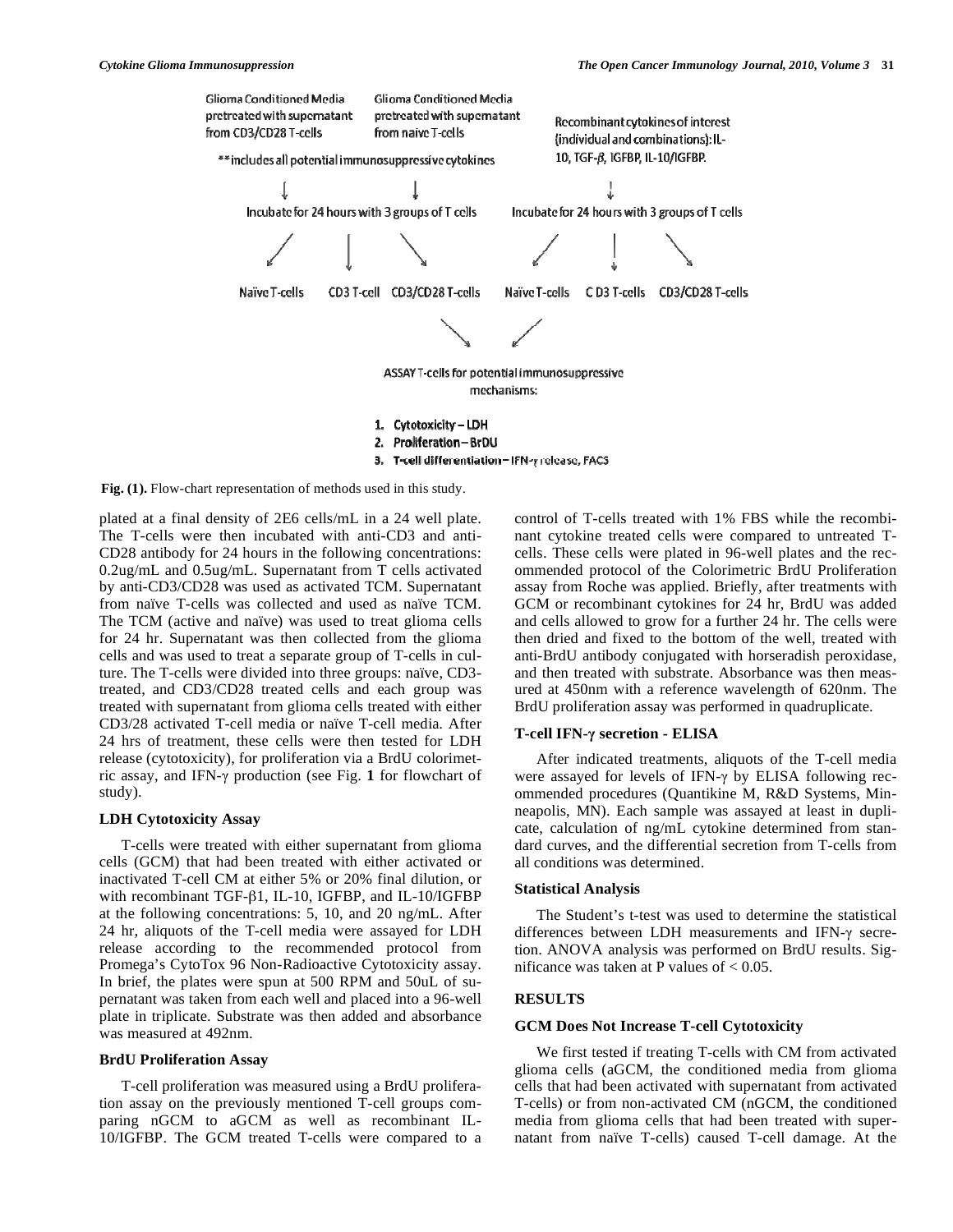Glioma Conditioned Media pretreated with supernatant from CD3/CD28 T-cells

Glioma Conditioned Media pretreated with supernatant from naive T-cells

** includes all potential immunosuppressive cytokines

Recombinant cytokines of interest (individual and combinations): IL-10, TGF-β, IGFBP, IL-10/IGFBP.

Incubate for 24 hours with 3 groups of T cells

Incubate for 24 hours with 3 groups of T cells

Naïve T-cells　CD3 T-cell　CD3/CD28 T-cells　Naïve T-cells　CD3 T-cells　CD3/CD28 T-cells

ASSAY T-cells for potential immunosuppressive mechanisms:

1. Cytotoxicity – LDH
2. Proliferation – BrDU
3. T-cell differentiation – IFN-γ release, FACS

**Fig. (1).** Flow-chart representation of methods used in this study.

plated at a final density of 2E6 cells/mL in a 24 well plate. The T-cells were then incubated with anti-CD3 and anti-CD28 antibody for 24 hours in the following concentrations: 0.2ug/mL and 0.5ug/mL. Supernatant from T cells activated by anti-CD3/CD28 was used as activated TCM. Supernatant from naïve T-cells was collected and used as naïve TCM. The TCM (active and naïve) was used to treat glioma cells for 24 hr. Supernatant was then collected from the glioma cells and was used to treat a separate group of T-cells in culture. The T-cells were divided into three groups: naïve, CD3-treated, and CD3/CD28 treated cells and each group was treated with supernatant from glioma cells treated with either CD3/28 activated T-cell media or naïve T-cell media. After 24 hrs of treatment, these cells were then tested for LDH release (cytotoxicity), for proliferation via a BrdU colorimetric assay, and IFN-γ production (see Fig. **1** for flowchart of study).

### LDH Cytotoxicity Assay

T-cells were treated with either supernatant from glioma cells (GCM) that had been treated with either activated or inactivated T-cell CM at either 5% or 20% final dilution, or with recombinant TGF-β1, IL-10, IGFBP, and IL-10/IGFBP at the following concentrations: 5, 10, and 20 ng/mL. After 24 hr, aliquots of the T-cell media were assayed for LDH release according to the recommended protocol from Promega's CytoTox 96 Non-Radioactive Cytotoxicity assay. In brief, the plates were spun at 500 RPM and 50uL of supernatant was taken from each well and placed into a 96-well plate in triplicate. Substrate was then added and absorbance was measured at 492nm.

### BrdU Proliferation Assay

T-cell proliferation was measured using a BrdU proliferation assay on the previously mentioned T-cell groups comparing nGCM to aGCM as well as recombinant IL-10/IGFBP. The GCM treated T-cells were compared to a control of T-cells treated with 1% FBS while the recombinant cytokine treated cells were compared to untreated T-cells. These cells were plated in 96-well plates and the recommended protocol of the Colorimetric BrdU Proliferation assay from Roche was applied. Briefly, after treatments with GCM or recombinant cytokines for 24 hr, BrdU was added and cells allowed to grow for a further 24 hr. The cells were then dried and fixed to the bottom of the well, treated with anti-BrdU antibody conjugated with horseradish peroxidase, and then treated with substrate. Absorbance was then measured at 450nm with a reference wavelength of 620nm. The BrdU proliferation assay was performed in quadruplicate.

### T-cell IFN-γ secretion - ELISA

After indicated treatments, aliquots of the T-cell media were assayed for levels of IFN-γ by ELISA following recommended procedures (Quantikine M, R&D Systems, Minneapolis, MN). Each sample was assayed at least in duplicate, calculation of ng/mL cytokine determined from standard curves, and the differential secretion from T-cells from all conditions was determined.

### Statistical Analysis

The Student's t-test was used to determine the statistical differences between LDH measurements and IFN-γ secretion. ANOVA analysis was performed on BrdU results. Significance was taken at P values of $< 0.05$.

## RESULTS

### GCM Does Not Increase T-cell Cytotoxicity

We first tested if treating T-cells with CM from activated glioma cells (aGCM, the conditioned media from glioma cells that had been activated with supernatant from activated T-cells) or from non-activated CM (nGCM, the conditioned media from glioma cells that had been treated with supernatant from naïve T-cells) caused T-cell damage. At the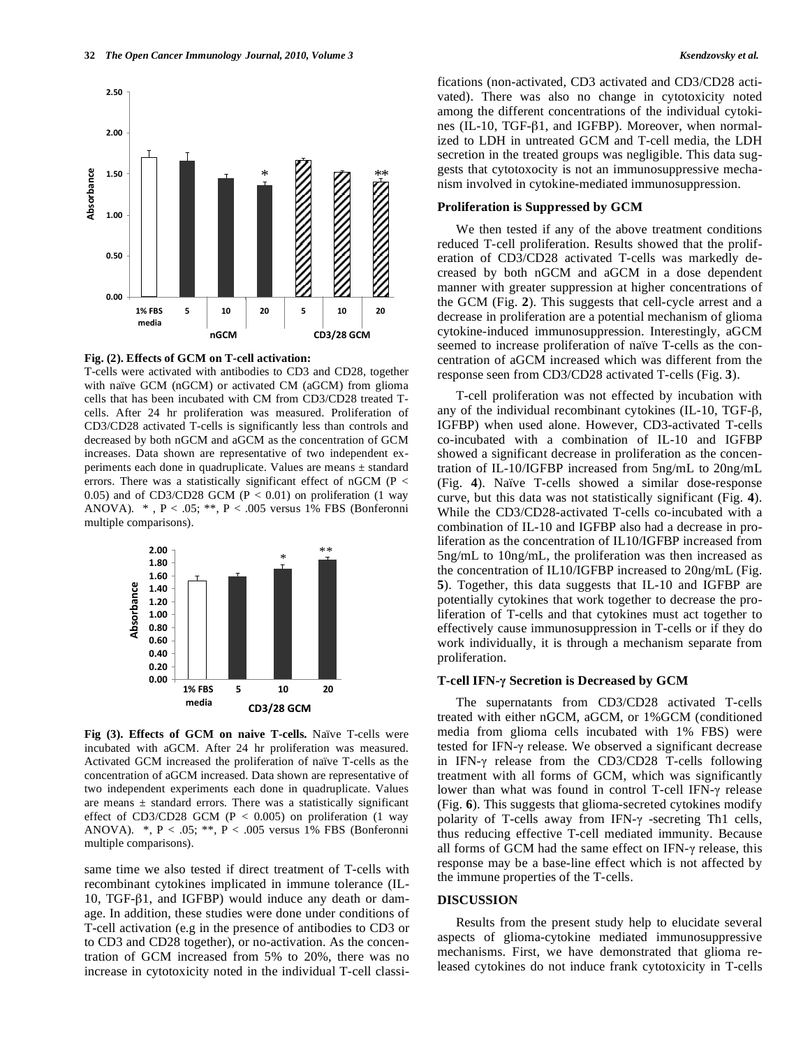**Fig. (2). Effects of GCM on T-cell activation:**
T-cells were activated with antibodies to CD3 and CD28, together with naïve GCM (nGCM) or activated CM (aGCM) from glioma cells that has been incubated with CM from CD3/CD28 treated T-cells. After 24 hr proliferation was measured. Proliferation of CD3/CD28 activated T-cells is significantly less than controls and decreased by both nGCM and aGCM as the concentration of GCM increases. Data shown are representative of two independent experiments each done in quadruplicate. Values are means ± standard errors. There was a statistically significant effect of nGCM ($P < 0.05$) and of CD3/CD28 GCM ($P < 0.01$) on proliferation (1 way ANOVA). *, $P < .05$; **, $P < .005$ versus 1% FBS (Bonferonni multiple comparisons).

**Fig (3). Effects of GCM on naive T-cells.** Naïve T-cells were incubated with aGCM. After 24 hr proliferation was measured. Activated GCM increased the proliferation of naïve T-cells as the concentration of aGCM increased. Data shown are representative of two independent experiments each done in quadruplicate. Values are means ± standard errors. There was a statistically significant effect of CD3/CD28 GCM ($P < 0.005$) on proliferation (1 way ANOVA). *, $P < .05$; **, $P < .005$ versus 1% FBS (Bonferonni multiple comparisons).

same time we also tested if direct treatment of T-cells with recombinant cytokines implicated in immune tolerance (IL-10, TGF-β1, and IGFBP) would induce any death or damage. In addition, these studies were done under conditions of T-cell activation (e.g in the presence of antibodies to CD3 or to CD3 and CD28 together), or no-activation. As the concentration of GCM increased from 5% to 20%, there was no increase in cytotoxicity noted in the individual T-cell classifications (non-activated, CD3 activated and CD3/CD28 activated). There was also no change in cytotoxicity noted among the different concentrations of the individual cytokines (IL-10, TGF-β1, and IGFBP). Moreover, when normalized to LDH in untreated GCM and T-cell media, the LDH secretion in the treated groups was negligible. This data suggests that cytotoxocity is not an immunosuppressive mechanism involved in cytokine-mediated immunosuppression.

### Proliferation is Suppressed by GCM

We then tested if any of the above treatment conditions reduced T-cell proliferation. Results showed that the proliferation of CD3/CD28 activated T-cells was markedly decreased by both nGCM and aGCM in a dose dependent manner with greater suppression at higher concentrations of the GCM (Fig. **2**). This suggests that cell-cycle arrest and a decrease in proliferation are a potential mechanism of glioma cytokine-induced immunosuppression. Interestingly, aGCM seemed to increase proliferation of naïve T-cells as the concentration of aGCM increased which was different from the response seen from CD3/CD28 activated T-cells (Fig. **3**).

T-cell proliferation was not effected by incubation with any of the individual recombinant cytokines (IL-10, TGF-β, IGFBP) when used alone. However, CD3-activated T-cells co-incubated with a combination of IL-10 and IGFBP showed a significant decrease in proliferation as the concentration of IL-10/IGFBP increased from 5ng/mL to 20ng/mL (Fig. **4**). Naïve T-cells showed a similar dose-response curve, but this data was not statistically significant (Fig. **4**). While the CD3/CD28-activated T-cells co-incubated with a combination of IL-10 and IGFBP also had a decrease in proliferation as the concentration of IL10/IGFBP increased from 5ng/mL to 10ng/mL, the proliferation was then increased as the concentration of IL10/IGFBP increased to 20ng/mL (Fig. **5**). Together, this data suggests that IL-10 and IGFBP are potentially cytokines that work together to decrease the proliferation of T-cells and that cytokines must act together to effectively cause immunosuppression in T-cells or if they do work individually, it is through a mechanism separate from proliferation.

### T-cell IFN-γ Secretion is Decreased by GCM

The supernatants from CD3/CD28 activated T-cells treated with either nGCM, aGCM, or 1%GCM (conditioned media from glioma cells incubated with 1% FBS) were tested for IFN-γ release. We observed a significant decrease in IFN-γ release from the CD3/CD28 T-cells following treatment with all forms of GCM, which was significantly lower than what was found in control T-cell IFN-γ release (Fig. **6**). This suggests that glioma-secreted cytokines modify polarity of T-cells away from IFN-γ -secreting Th1 cells, thus reducing effective T-cell mediated immunity. Because all forms of GCM had the same effect on IFN-γ release, this response may be a base-line effect which is not affected by the immune properties of the T-cells.

## DISCUSSION

Results from the present study help to elucidate several aspects of glioma-cytokine mediated immunosuppressive mechanisms. First, we have demonstrated that glioma released cytokines do not induce frank cytotoxicity in T-cells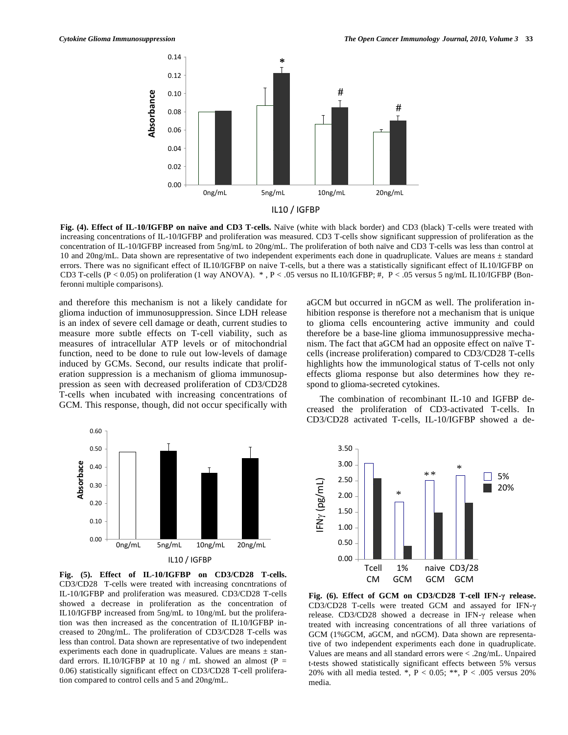**Fig. (4). Effect of IL-10/IGFBP on naïve and CD3 T-cells.** Naïve (white with black border) and CD3 (black) T-cells were treated with increasing concentrations of IL-10/IGFBP and proliferation was measured. CD3 T-cells show significant suppression of proliferation as the concentration of IL-10/IGFBP increased from 5ng/mL to 20ng/mL. The proliferation of both naïve and CD3 T-cells was less than control at 10 and 20ng/mL. Data shown are representative of two independent experiments each done in quadruplicate. Values are means ± standard errors. There was no significant effect of IL10/IGFBP on naive T-cells, but a there was a statistically significant effect of IL10/IGFBP on CD3 T-cells ($P < 0.05$) on proliferation (1 way ANOVA). *, $P < .05$ versus no IL10/IGFBP; #, $P < .05$ versus 5 ng/mL IL10/IGFBP (Bonferonni multiple comparisons).

and therefore this mechanism is not a likely candidate for glioma induction of immunosuppression. Since LDH release is an index of severe cell damage or death, current studies to measure more subtle effects on T-cell viability, such as measures of intracellular ATP levels or of mitochondrial function, need to be done to rule out low-levels of damage induced by GCMs. Second, our results indicate that proliferation suppression is a mechanism of glioma immunosuppression as seen with decreased proliferation of CD3/CD28 T-cells when incubated with increasing concentrations of GCM. This response, though, did not occur specifically with aGCM but occurred in nGCM as well. The proliferation inhibition response is therefore not a mechanism that is unique to glioma cells encountering active immunity and could therefore be a base-line glioma immunosuppressive mechanism. The fact that aGCM had an opposite effect on naïve T-cells (increase proliferation) compared to CD3/CD28 T-cells highlights how the immunological status of T-cells not only effects glioma response but also determines how they respond to glioma-secreted cytokines.

The combination of recombinant IL-10 and IGFBP decreased the proliferation of CD3-activated T-cells. In CD3/CD28 activated T-cells, IL-10/IGFBP showed a de-

**Fig. (5). Effect of IL-10/IGFBP on CD3/CD28 T-cells.** CD3/CD28 T-cells were treated with increasing concentrations of IL-10/IGFBP and proliferation was measured. CD3/CD28 T-cells showed a decrease in proliferation as the concentration of IL10/IGFBP increased from 5ng/mL to 10ng/mL but the proliferation was then increased as the concentration of IL10/IGFBP increased to 20ng/mL. The proliferation of CD3/CD28 T-cells was less than control. Data shown are representative of two independent experiments each done in quadruplicate. Values are means ± standard errors. IL10/IGFBP at 10 ng / mL showed an almost ($P = 0.06$) statistically significant effect on CD3/CD28 T-cell proliferation compared to control cells and 5 and 20ng/mL.

**Fig. (6). Effect of GCM on CD3/CD28 T-cell IFN-γ release.** CD3/CD28 T-cells were treated GCM and assayed for IFN-γ release. CD3/CD28 showed a decrease in IFN-γ release when treated with increasing concentrations of all three variations of GCM (1%GCM, aGCM, and nGCM). Data shown are representative of two independent experiments each done in quadruplicate. Values are means and all standard errors were < .2ng/mL. Unpaired t-tests showed statistically significant effects between 5% versus 20% with all media tested. *, $P < 0.05$; **, $P < .005$ versus 20% media.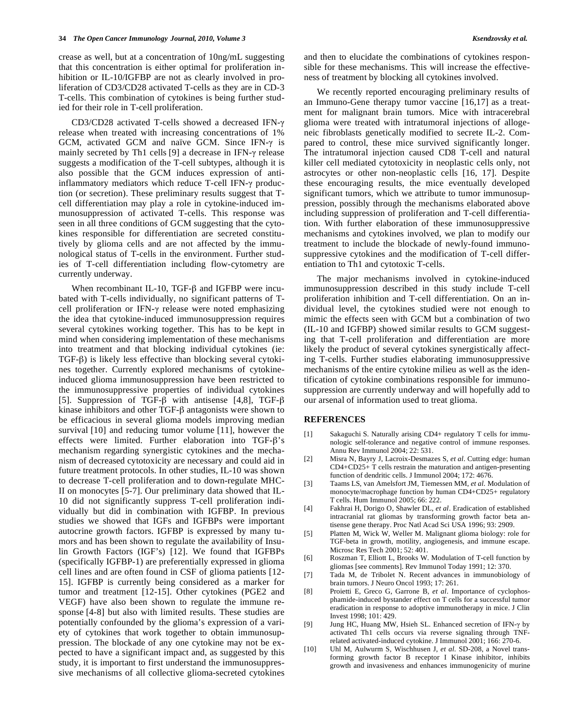crease as well, but at a concentration of 10ng/mL suggesting that this concentration is either optimal for proliferation inhibition or IL-10/IGFBP are not as clearly involved in proliferation of CD3/CD28 activated T-cells as they are in CD-3 T-cells. This combination of cytokines is being further studied for their role in T-cell proliferation.

CD3/CD28 activated T-cells showed a decreased IFN-γ release when treated with increasing concentrations of 1% GCM, activated GCM and naïve GCM. Since IFN-γ is mainly secreted by Th1 cells [9] a decrease in IFN-γ release suggests a modification of the T-cell subtypes, although it is also possible that the GCM induces expression of anti-inflammatory mediators which reduce T-cell IFN-γ production (or secretion). These preliminary results suggest that T-cell differentiation may play a role in cytokine-induced immunosuppression of activated T-cells. This response was seen in all three conditions of GCM suggesting that the cytokines responsible for differentiation are secreted constitutively by glioma cells and are not affected by the immunological status of T-cells in the environment. Further studies of T-cell differentiation including flow-cytometry are currently underway.

When recombinant IL-10, TGF-β and IGFBP were incubated with T-cells individually, no significant patterns of T-cell proliferation or IFN-γ release were noted emphasizing the idea that cytokine-induced immunosuppression requires several cytokines working together. This has to be kept in mind when considering implementation of these mechanisms into treatment and that blocking individual cytokines (ie: TGF-β) is likely less effective than blocking several cytokines together. Currently explored mechanisms of cytokine-induced glioma immunosuppression have been restricted to the immunosuppressive properties of individual cytokines [5]. Suppression of TGF-β with antisense [4,8], TGF-β kinase inhibitors and other TGF-β antagonists were shown to be efficacious in several glioma models improving median survival [10] and reducing tumor volume [11], however the effects were limited. Further elaboration into TGF-β's mechanism regarding synergistic cytokines and the mechanism of decreased cytotoxicity are necessary and could aid in future treatment protocols. In other studies, IL-10 was shown to decrease T-cell proliferation and to down-regulate MHC-II on monocytes [5-7]. Our preliminary data showed that IL-10 did not significantly suppress T-cell proliferation individually but did in combination with IGFBP. In previous studies we showed that IGFs and IGFBPs were important autocrine growth factors. IGFBP is expressed by many tumors and has been shown to regulate the availability of Insulin Growth Factors (IGF's) [12]. We found that IGFBPs (specifically IGFBP-1) are preferentially expressed in glioma cell lines and are often found in CSF of glioma patients [12-15]. IGFBP is currently being considered as a marker for tumor and treatment [12-15]. Other cytokines (PGE2 and VEGF) have also been shown to regulate the immune response [4-8] but also with limited results. These studies are potentially confounded by the glioma's expression of a variety of cytokines that work together to obtain immunosuppression. The blockade of any one cytokine may not be expected to have a significant impact and, as suggested by this study, it is important to first understand the immunosuppressive mechanisms of all collective glioma-secreted cytokines and then to elucidate the combinations of cytokines responsible for these mechanisms. This will increase the effectiveness of treatment by blocking all cytokines involved.

We recently reported encouraging preliminary results of an Immuno-Gene therapy tumor vaccine [16,17] as a treatment for malignant brain tumors. Mice with intracerebral glioma were treated with intratumoral injections of allogeneic fibroblasts genetically modified to secrete IL-2. Compared to control, these mice survived significantly longer. The intratumoral injection caused CD8 T-cell and natural killer cell mediated cytotoxicity in neoplastic cells only, not astrocytes or other non-neoplastic cells [16, 17]. Despite these encouraging results, the mice eventually developed significant tumors, which we attribute to tumor immunosuppression, possibly through the mechanisms elaborated above including suppression of proliferation and T-cell differentiation. With further elaboration of these immunosuppressive mechanisms and cytokines involved, we plan to modify our treatment to include the blockade of newly-found immunosuppressive cytokines and the modification of T-cell differentiation to Th1 and cytotoxic T-cells.

The major mechanisms involved in cytokine-induced immunosuppression described in this study include T-cell proliferation inhibition and T-cell differentiation. On an individual level, the cytokines studied were not enough to mimic the effects seen with GCM but a combination of two (IL-10 and IGFBP) showed similar results to GCM suggesting that T-cell proliferation and differentiation are more likely the product of several cytokines synergistically affecting T-cells. Further studies elaborating immunosuppressive mechanisms of the entire cytokine milieu as well as the identification of cytokine combinations responsible for immunosuppression are currently underway and will hopefully add to our arsenal of information used to treat glioma.

## REFERENCES

[1] Sakaguchi S. Naturally arising CD4+ regulatory T cells for immunologic self-tolerance and negative control of immune responses. Annu Rev Immunol 2004; 22: 531.

[2] Misra N, Bayry J, Lacroix-Desmazes S, *et al.* Cutting edge: human CD4+CD25+ T cells restrain the maturation and antigen-presenting function of dendritic cells. J Immunol 2004; 172: 4676.

[3] Taams LS, van Amelsfort JM, Tiemessen MM, *et al.* Modulation of monocyte/macrophage function by human CD4+CD25+ regulatory T cells. Hum Immunol 2005; 66: 222.

[4] Fakhrai H, Dorigo O, Shawler DL, *et al.* Eradication of established intracranial rat gliomas by transforming growth factor beta antisense gene therapy. Proc Natl Acad Sci USA 1996; 93: 2909.

[5] Platten M, Wick W, Weller M. Malignant glioma biology: role for TGF-beta in growth, motility, angiogenesis, and immune escape. Microsc Res Tech 2001; 52: 401.

[6] Roszman T, Elliott L, Brooks W. Modulation of T-cell function by gliomas [see comments]. Rev Immunol Today 1991; 12: 370.

[7] Tada M, de Tribolet N. Recent advances in immunobiology of brain tumors. J Neuro Oncol 1993; 17: 261.

[8] Proietti E, Greco G, Garrone B, *et al.* Importance of cyclophosphamide-induced bystander effect on T cells for a successful tumor eradication in response to adoptive immunotherapy in mice. J Clin Invest 1998; 101: 429.

[9] Jung HC, Huang MW, Hsieh SL. Enhanced secretion of IFN-γ by activated Th1 cells occurs via reverse signaling through TNF-related activated-induced cytokine. J Immunol 2001; 166: 270-6.

[10] Uhl M, Aulwurm S, Wischhusen J, *et al.* SD-208, a Novel transforming growth factor B receptor I Kinase inhibitor, inhibits growth and invasiveness and enhances immunogenicity of murine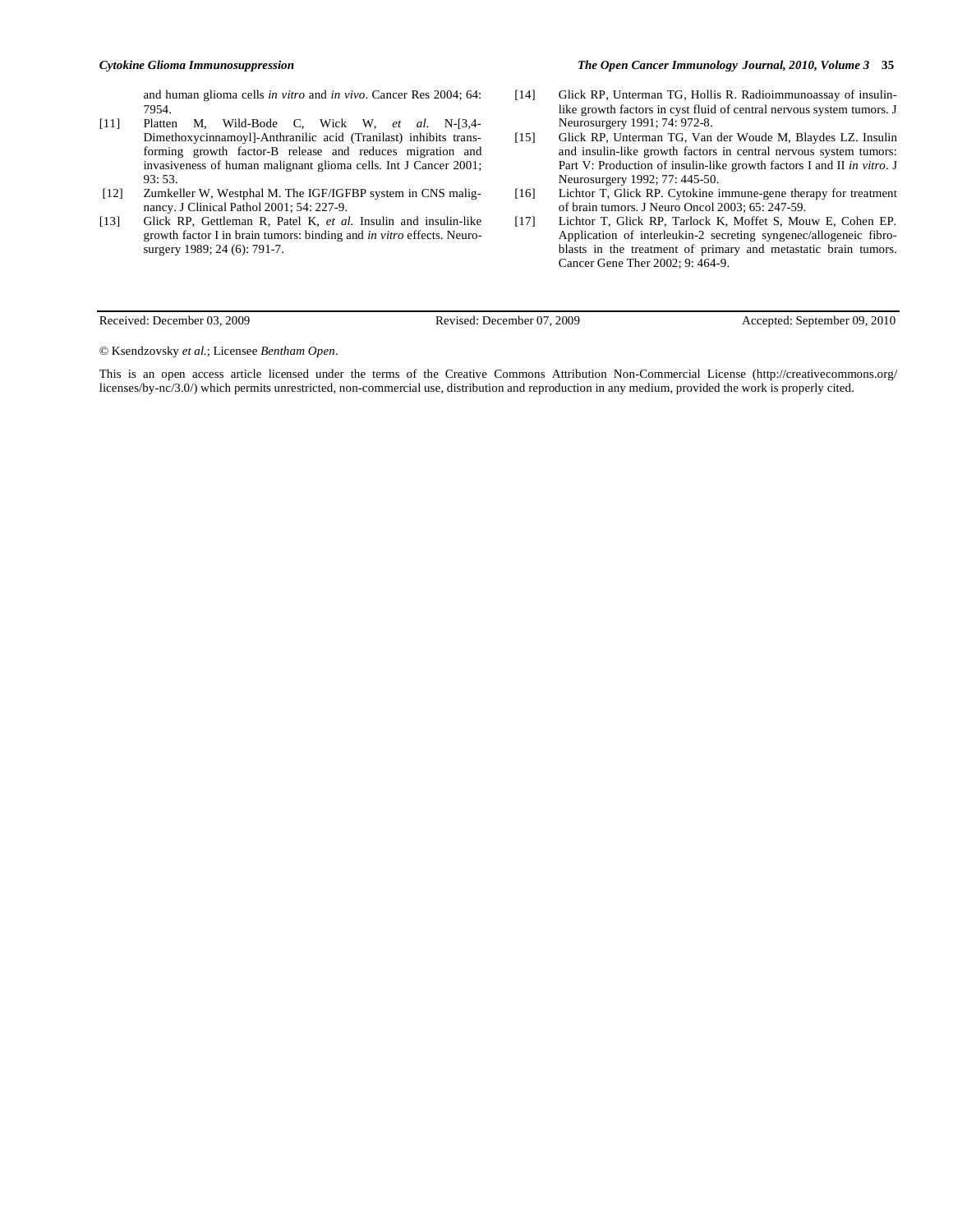and human glioma cells *in vitro* and *in vivo*. Cancer Res 2004; 64: 7954.

[11] Platten M, Wild-Bode C, Wick W, *et al.* N-[3,4-Dimethoxycinnamoyl]-Anthranilic acid (Tranilast) inhibits transforming growth factor-B release and reduces migration and invasiveness of human malignant glioma cells. Int J Cancer 2001; 93: 53.

[12] Zumkeller W, Westphal M. The IGF/IGFBP system in CNS malignancy. J Clinical Pathol 2001; 54: 227-9.

[13] Glick RP, Gettleman R, Patel K, *et al.* Insulin and insulin-like growth factor I in brain tumors: binding and *in vitro* effects. Neurosurgery 1989; 24 (6): 791-7.

[14] Glick RP, Unterman TG, Hollis R. Radioimmunoassay of insulin-like growth factors in cyst fluid of central nervous system tumors. J Neurosurgery 1991; 74: 972-8.

[15] Glick RP, Unterman TG, Van der Woude M, Blaydes LZ. Insulin and insulin-like growth factors in central nervous system tumors: Part V: Production of insulin-like growth factors I and II *in vitro*. J Neurosurgery 1992; 77: 445-50.

[16] Lichtor T, Glick RP. Cytokine immune-gene therapy for treatment of brain tumors. J Neuro Oncol 2003; 65: 247-59.

[17] Lichtor T, Glick RP, Tarlock K, Moffet S, Mouw E, Cohen EP. Application of interleukin-2 secreting syngenec/allogeneic fibroblasts in the treatment of primary and metastatic brain tumors. Cancer Gene Ther 2002; 9: 464-9.

Received: December 03, 2009 Revised: December 07, 2009 Accepted: September 09, 2010

© Ksendzovsky *et al.*; Licensee *Bentham Open*.

This is an open access article licensed under the terms of the Creative Commons Attribution Non-Commercial License (http://creativecommons.org/licenses/by-nc/3.0/) which permits unrestricted, non-commercial use, distribution and reproduction in any medium, provided the work is properly cited.